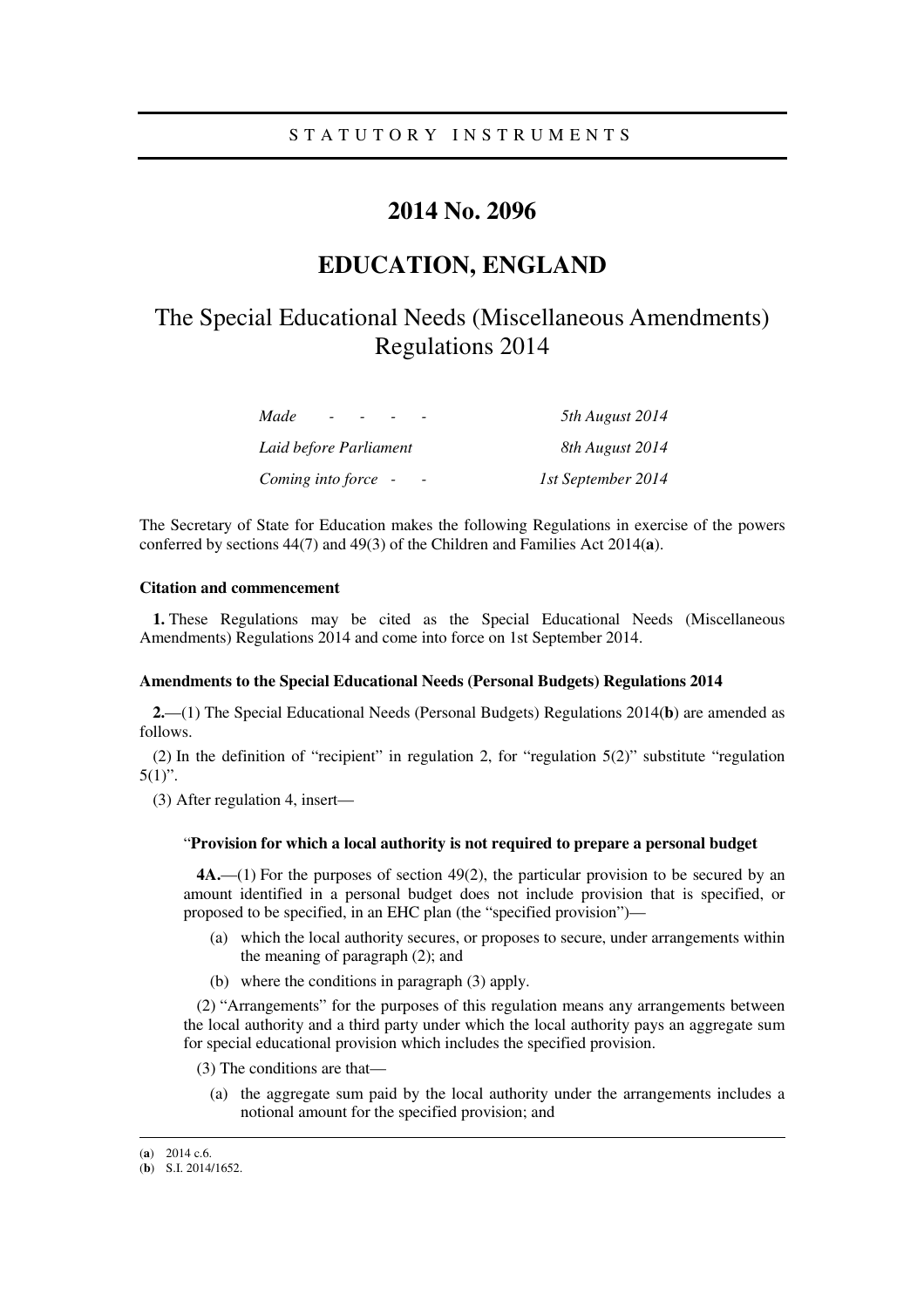STATUTORY INSTRUMENTS

# 2014 No. 2096

# EDUCATION, ENGLAND

## The Special Educational Needs (Miscellaneous Amendments) Regulations 2014

| | |
|---|---|
| *Made - - - -* | *5th August 2014* |
| *Laid before Parliament* | *8th August 2014* |
| *Coming into force - -* | *1st September 2014* |

The Secretary of State for Education makes the following Regulations in exercise of the powers conferred by sections 44(7) and 49(3) of the Children and Families Act 2014(**a**).

### Citation and commencement

**1.** These Regulations may be cited as the Special Educational Needs (Miscellaneous Amendments) Regulations 2014 and come into force on 1st September 2014.

### Amendments to the Special Educational Needs (Personal Budgets) Regulations 2014

**2.**—(1) The Special Educational Needs (Personal Budgets) Regulations 2014(**b**) are amended as follows.

(2) In the definition of "recipient" in regulation 2, for "regulation 5(2)" substitute "regulation 5(1)".

(3) After regulation 4, insert—

> "**Provision for which a local authority is not required to prepare a personal budget**
>
> **4A.**—(1) For the purposes of section 49(2), the particular provision to be secured by an amount identified in a personal budget does not include provision that is specified, or proposed to be specified, in an EHC plan (the "specified provision")—
>
> (a) which the local authority secures, or proposes to secure, under arrangements within the meaning of paragraph (2); and
>
> (b) where the conditions in paragraph (3) apply.
>
> (2) "Arrangements" for the purposes of this regulation means any arrangements between the local authority and a third party under which the local authority pays an aggregate sum for special educational provision which includes the specified provision.
>
> (3) The conditions are that—
>
> (a) the aggregate sum paid by the local authority under the arrangements includes a notional amount for the specified provision; and

---

(**a**) 2014 c.6.

(**b**) S.I. 2014/1652.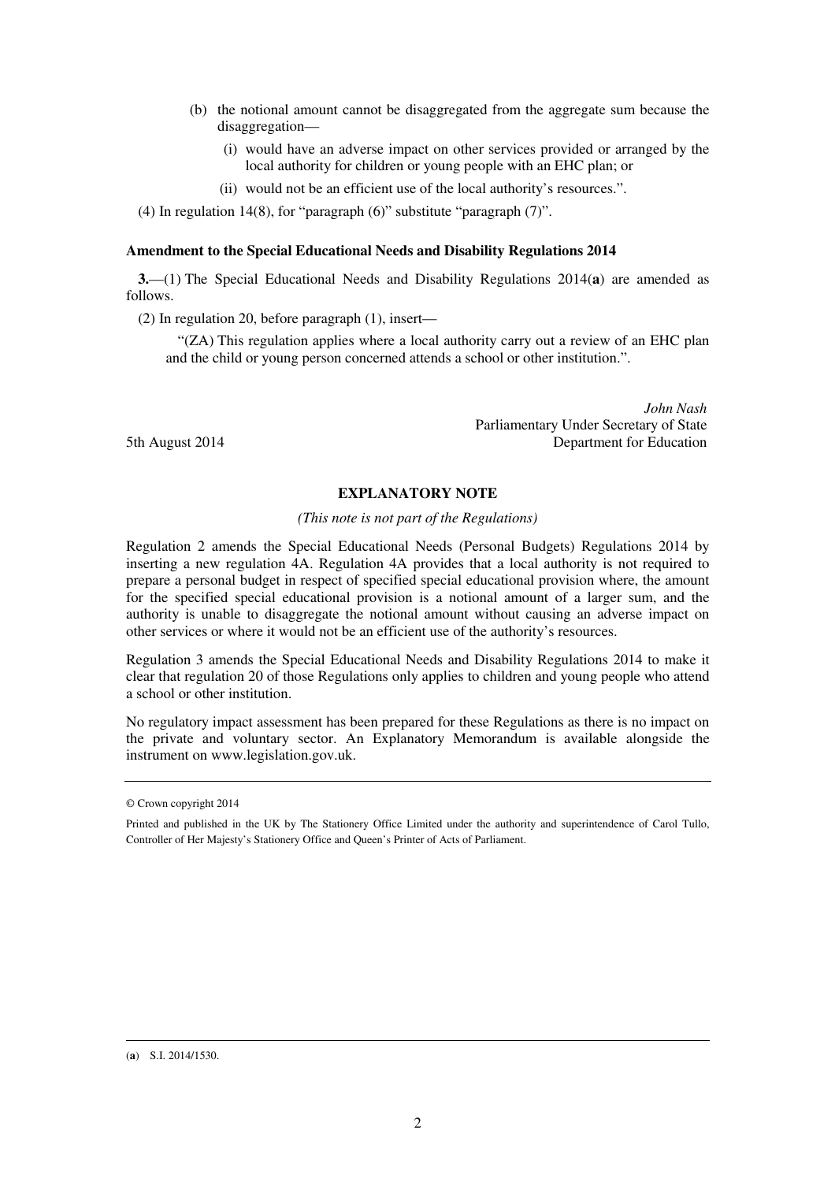(b) the notional amount cannot be disaggregated from the aggregate sum because the disaggregation—

(i) would have an adverse impact on other services provided or arranged by the local authority for children or young people with an EHC plan; or

(ii) would not be an efficient use of the local authority's resources.".

(4) In regulation 14(8), for "paragraph (6)" substitute "paragraph (7)".

**Amendment to the Special Educational Needs and Disability Regulations 2014**

**3.**—(1) The Special Educational Needs and Disability Regulations 2014(**a**) are amended as follows.

(2) In regulation 20, before paragraph (1), insert—

"(ZA) This regulation applies where a local authority carry out a review of an EHC plan and the child or young person concerned attends a school or other institution.".

*John Nash*
Parliamentary Under Secretary of State
5th August 2014 Department for Education

## EXPLANATORY NOTE

*(This note is not part of the Regulations)*

Regulation 2 amends the Special Educational Needs (Personal Budgets) Regulations 2014 by inserting a new regulation 4A. Regulation 4A provides that a local authority is not required to prepare a personal budget in respect of specified special educational provision where, the amount for the specified special educational provision is a notional amount of a larger sum, and the authority is unable to disaggregate the notional amount without causing an adverse impact on other services or where it would not be an efficient use of the authority's resources.

Regulation 3 amends the Special Educational Needs and Disability Regulations 2014 to make it clear that regulation 20 of those Regulations only applies to children and young people who attend a school or other institution.

No regulatory impact assessment has been prepared for these Regulations as there is no impact on the private and voluntary sector. An Explanatory Memorandum is available alongside the instrument on www.legislation.gov.uk.

---

© Crown copyright 2014

Printed and published in the UK by The Stationery Office Limited under the authority and superintendence of Carol Tullo, Controller of Her Majesty's Stationery Office and Queen's Printer of Acts of Parliament.

---

(**a**) S.I. 2014/1530.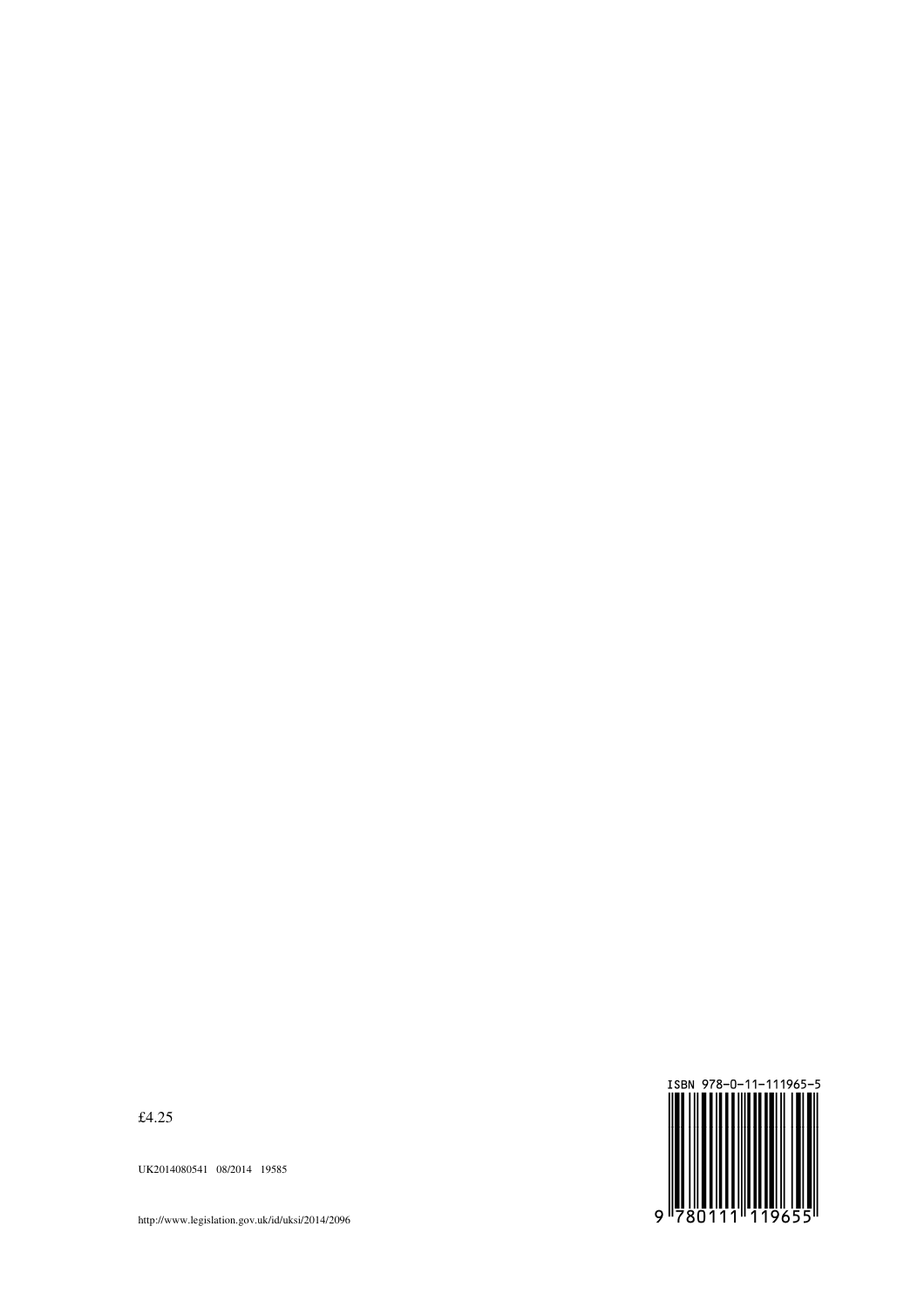£4.25

UK2014080541 08/2014 19585

http://www.legislation.gov.uk/id/uksi/2014/2096

ISBN 978-0-11-111965-5

9 780111 119655